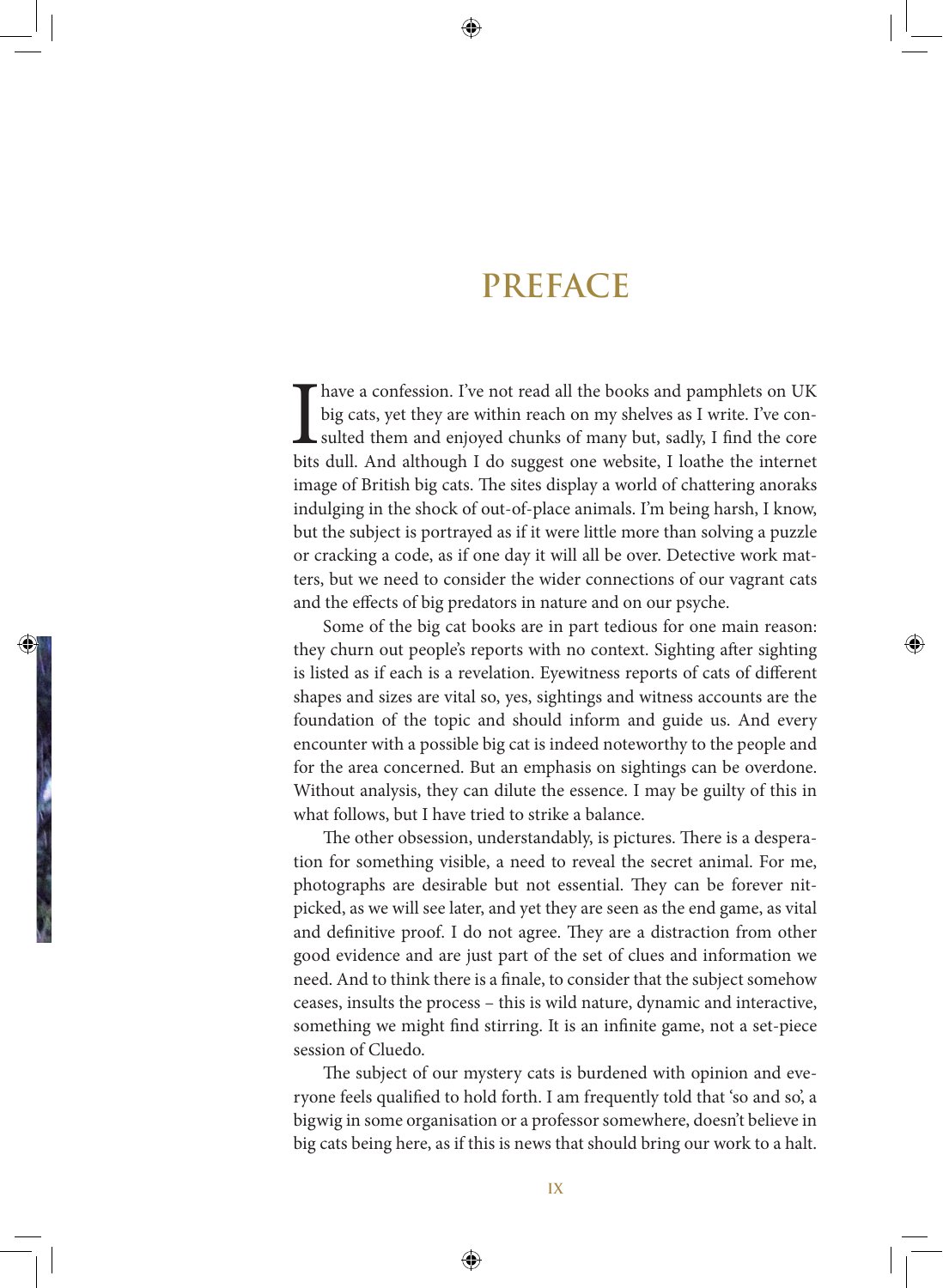# PREFACE

I have a confession. I've not read all the books and pamphlets on UK big cats, yet they are within reach on my shelves as I write. I've consulted them and enjoyed chunks of many but, sadly, I find the core bits dull. And although I do suggest one website, I loathe the internet image of British big cats. The sites display a world of chattering anoraks indulging in the shock of out-of-place animals. I'm being harsh, I know, but the subject is portrayed as if it were little more than solving a puzzle or cracking a code, as if one day it will all be over. Detective work matters, but we need to consider the wider connections of our vagrant cats and the effects of big predators in nature and on our psyche.

Some of the big cat books are in part tedious for one main reason: they churn out people's reports with no context. Sighting after sighting is listed as if each is a revelation. Eyewitness reports of cats of different shapes and sizes are vital so, yes, sightings and witness accounts are the foundation of the topic and should inform and guide us. And every encounter with a possible big cat is indeed noteworthy to the people and for the area concerned. But an emphasis on sightings can be overdone. Without analysis, they can dilute the essence. I may be guilty of this in what follows, but I have tried to strike a balance.

The other obsession, understandably, is pictures. There is a desperation for something visible, a need to reveal the secret animal. For me, photographs are desirable but not essential. They can be forever nit-picked, as we will see later, and yet they are seen as the end game, as vital and definitive proof. I do not agree. They are a distraction from other good evidence and are just part of the set of clues and information we need. And to think there is a finale, to consider that the subject somehow ceases, insults the process – this is wild nature, dynamic and interactive, something we might find stirring. It is an infinite game, not a set-piece session of Cluedo.

The subject of our mystery cats is burdened with opinion and everyone feels qualified to hold forth. I am frequently told that 'so and so', a bigwig in some organisation or a professor somewhere, doesn't believe in big cats being here, as if this is news that should bring our work to a halt.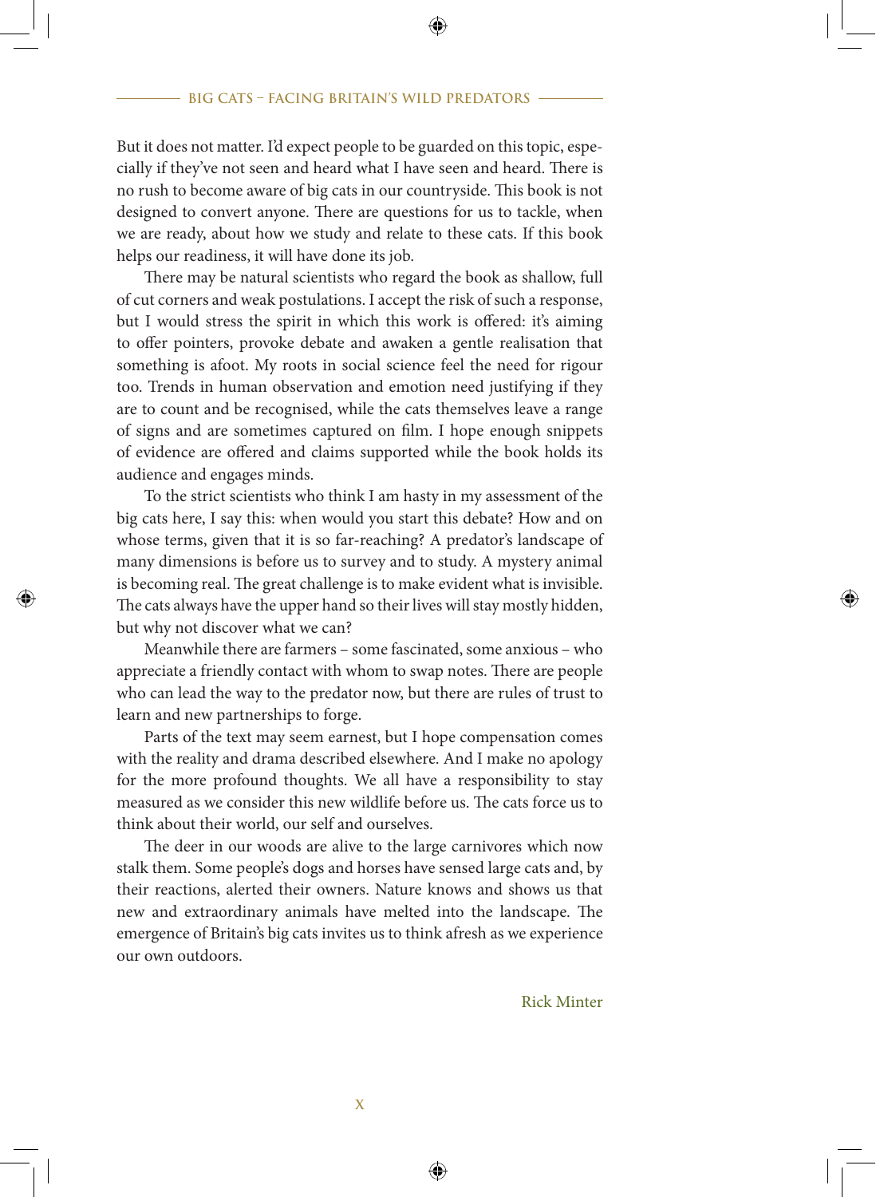But it does not matter. I'd expect people to be guarded on this topic, especially if they've not seen and heard what I have seen and heard. There is no rush to become aware of big cats in our countryside. This book is not designed to convert anyone. There are questions for us to tackle, when we are ready, about how we study and relate to these cats. If this book helps our readiness, it will have done its job.

There may be natural scientists who regard the book as shallow, full of cut corners and weak postulations. I accept the risk of such a response, but I would stress the spirit in which this work is offered: it's aiming to offer pointers, provoke debate and awaken a gentle realisation that something is afoot. My roots in social science feel the need for rigour too. Trends in human observation and emotion need justifying if they are to count and be recognised, while the cats themselves leave a range of signs and are sometimes captured on film. I hope enough snippets of evidence are offered and claims supported while the book holds its audience and engages minds.

To the strict scientists who think I am hasty in my assessment of the big cats here, I say this: when would you start this debate? How and on whose terms, given that it is so far-reaching? A predator's landscape of many dimensions is before us to survey and to study. A mystery animal is becoming real. The great challenge is to make evident what is invisible. The cats always have the upper hand so their lives will stay mostly hidden, but why not discover what we can?

Meanwhile there are farmers – some fascinated, some anxious – who appreciate a friendly contact with whom to swap notes. There are people who can lead the way to the predator now, but there are rules of trust to learn and new partnerships to forge.

Parts of the text may seem earnest, but I hope compensation comes with the reality and drama described elsewhere. And I make no apology for the more profound thoughts. We all have a responsibility to stay measured as we consider this new wildlife before us. The cats force us to think about their world, our self and ourselves.

The deer in our woods are alive to the large carnivores which now stalk them. Some people's dogs and horses have sensed large cats and, by their reactions, alerted their owners. Nature knows and shows us that new and extraordinary animals have melted into the landscape. The emergence of Britain's big cats invites us to think afresh as we experience our own outdoors.

Rick Minter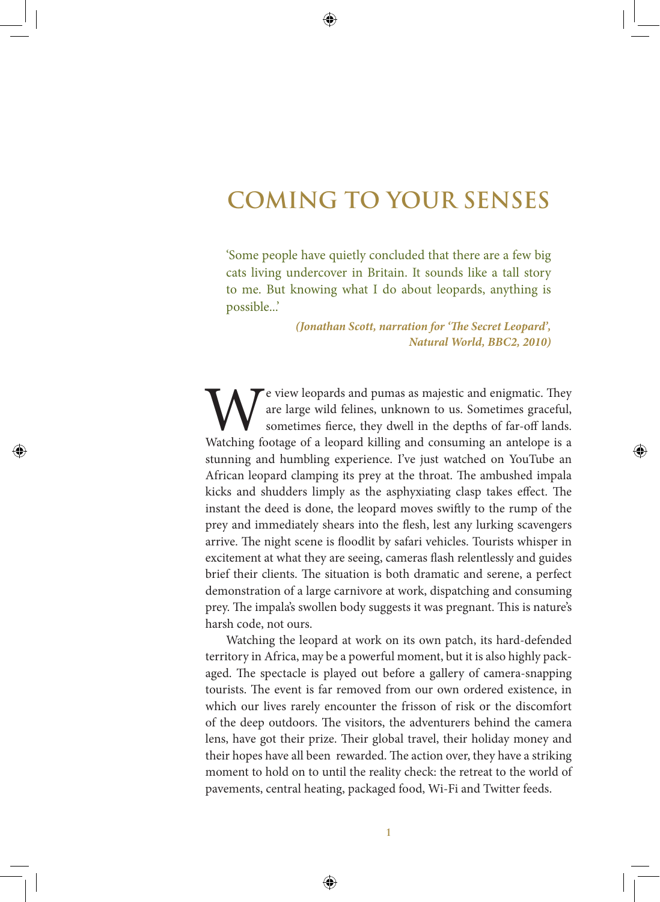# COMING TO YOUR SENSES

> 'Some people have quietly concluded that there are a few big cats living undercover in Britain. It sounds like a tall story to me. But knowing what I do about leopards, anything is possible...'
>
> ***(Jonathan Scott, narration for 'The Secret Leopard', Natural World, BBC2, 2010)***

We view leopards and pumas as majestic and enigmatic. They are large wild felines, unknown to us. Sometimes graceful, sometimes fierce, they dwell in the depths of far-off lands. Watching footage of a leopard killing and consuming an antelope is a stunning and humbling experience. I've just watched on YouTube an African leopard clamping its prey at the throat. The ambushed impala kicks and shudders limply as the asphyxiating clasp takes effect. The instant the deed is done, the leopard moves swiftly to the rump of the prey and immediately shears into the flesh, lest any lurking scavengers arrive. The night scene is floodlit by safari vehicles. Tourists whisper in excitement at what they are seeing, cameras flash relentlessly and guides brief their clients. The situation is both dramatic and serene, a perfect demonstration of a large carnivore at work, dispatching and consuming prey. The impala's swollen body suggests it was pregnant. This is nature's harsh code, not ours.

Watching the leopard at work on its own patch, its hard-defended territory in Africa, may be a powerful moment, but it is also highly packaged. The spectacle is played out before a gallery of camera-snapping tourists. The event is far removed from our own ordered existence, in which our lives rarely encounter the frisson of risk or the discomfort of the deep outdoors. The visitors, the adventurers behind the camera lens, have got their prize. Their global travel, their holiday money and their hopes have all been rewarded. The action over, they have a striking moment to hold on to until the reality check: the retreat to the world of pavements, central heating, packaged food, Wi-Fi and Twitter feeds.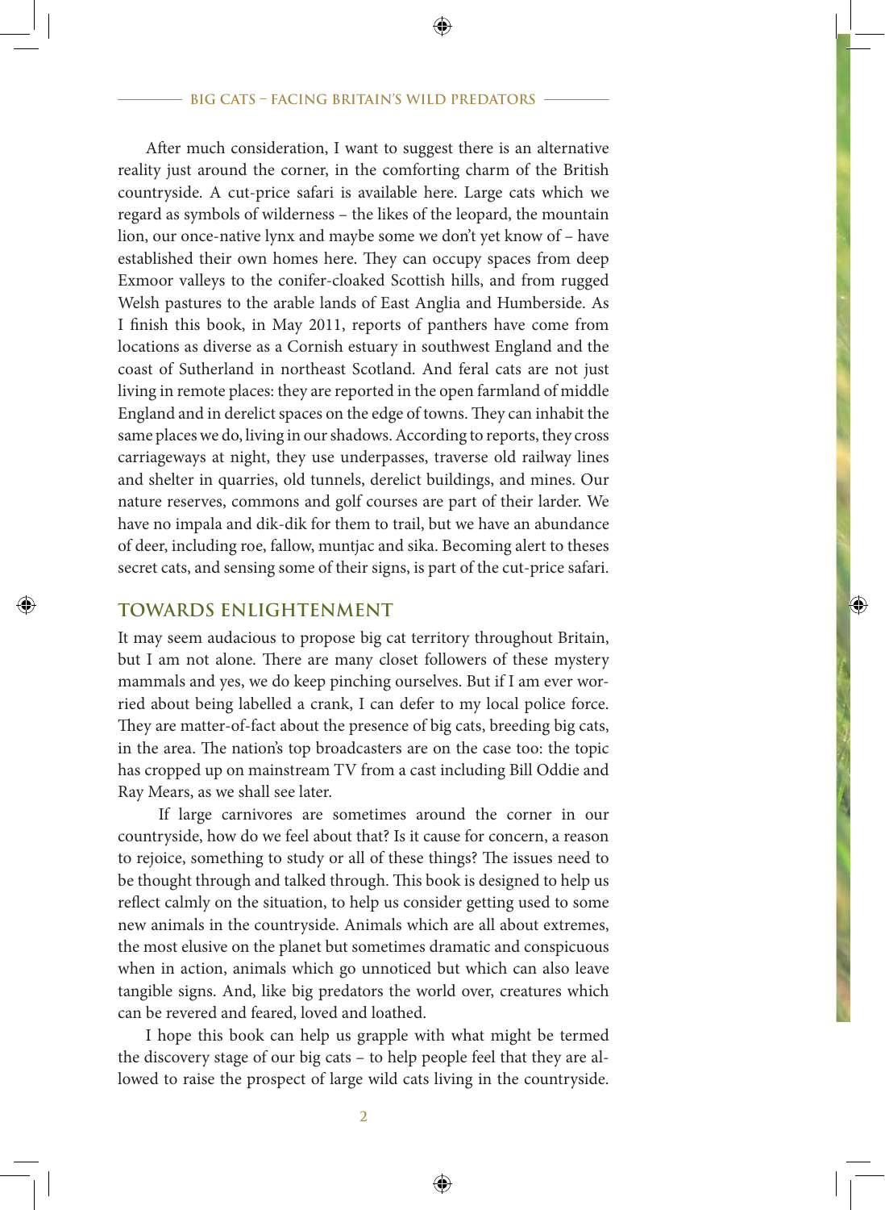After much consideration, I want to suggest there is an alternative reality just around the corner, in the comforting charm of the British countryside. A cut-price safari is available here. Large cats which we regard as symbols of wilderness – the likes of the leopard, the mountain lion, our once-native lynx and maybe some we don't yet know of – have established their own homes here. They can occupy spaces from deep Exmoor valleys to the conifer-cloaked Scottish hills, and from rugged Welsh pastures to the arable lands of East Anglia and Humberside. As I finish this book, in May 2011, reports of panthers have come from locations as diverse as a Cornish estuary in southwest England and the coast of Sutherland in northeast Scotland. And feral cats are not just living in remote places: they are reported in the open farmland of middle England and in derelict spaces on the edge of towns. They can inhabit the same places we do, living in our shadows. According to reports, they cross carriageways at night, they use underpasses, traverse old railway lines and shelter in quarries, old tunnels, derelict buildings, and mines. Our nature reserves, commons and golf courses are part of their larder. We have no impala and dik-dik for them to trail, but we have an abundance of deer, including roe, fallow, muntjac and sika. Becoming alert to theses secret cats, and sensing some of their signs, is part of the cut-price safari.

## TOWARDS ENLIGHTENMENT

It may seem audacious to propose big cat territory throughout Britain, but I am not alone. There are many closet followers of these mystery mammals and yes, we do keep pinching ourselves. But if I am ever worried about being labelled a crank, I can defer to my local police force. They are matter-of-fact about the presence of big cats, breeding big cats, in the area. The nation's top broadcasters are on the case too: the topic has cropped up on mainstream TV from a cast including Bill Oddie and Ray Mears, as we shall see later.

If large carnivores are sometimes around the corner in our countryside, how do we feel about that? Is it cause for concern, a reason to rejoice, something to study or all of these things? The issues need to be thought through and talked through. This book is designed to help us reflect calmly on the situation, to help us consider getting used to some new animals in the countryside. Animals which are all about extremes, the most elusive on the planet but sometimes dramatic and conspicuous when in action, animals which go unnoticed but which can also leave tangible signs. And, like big predators the world over, creatures which can be revered and feared, loved and loathed.

I hope this book can help us grapple with what might be termed the discovery stage of our big cats – to help people feel that they are allowed to raise the prospect of large wild cats living in the countryside.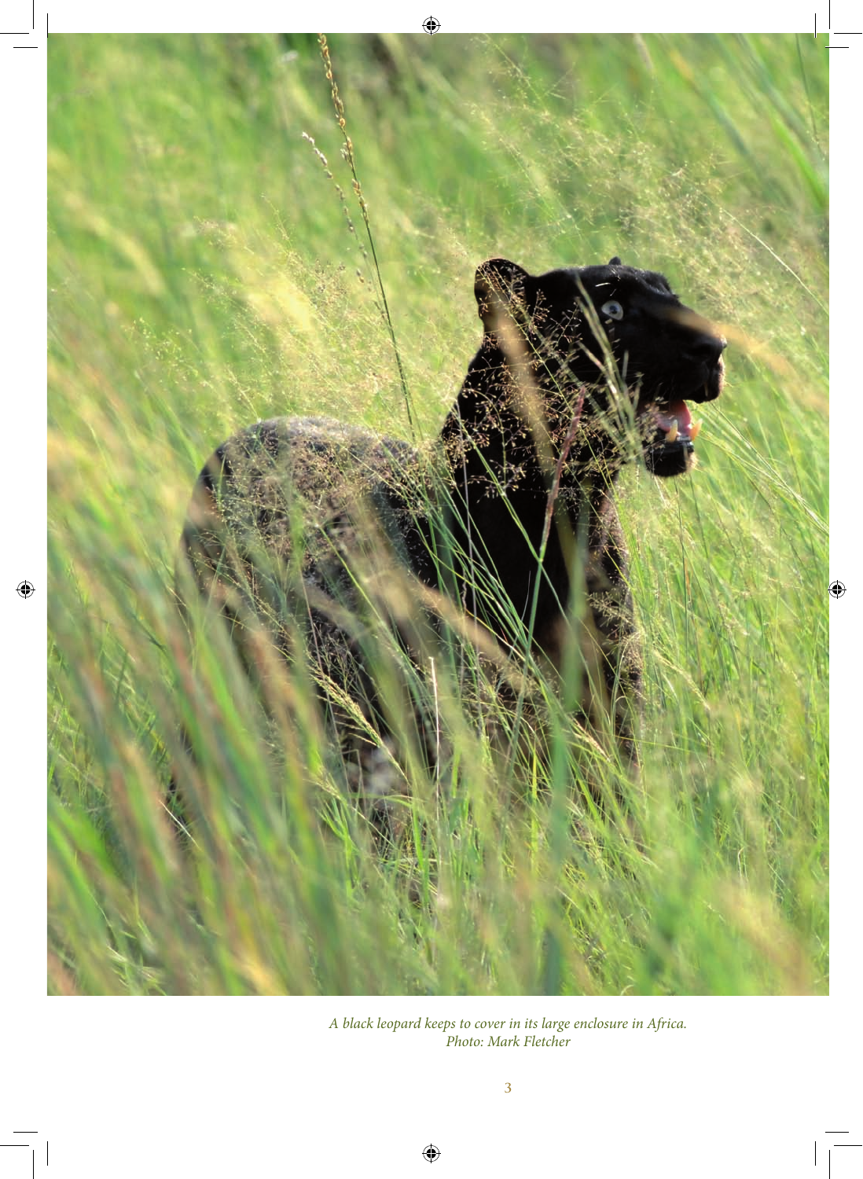*A black leopard keeps to cover in its large enclosure in Africa.*
*Photo: Mark Fletcher*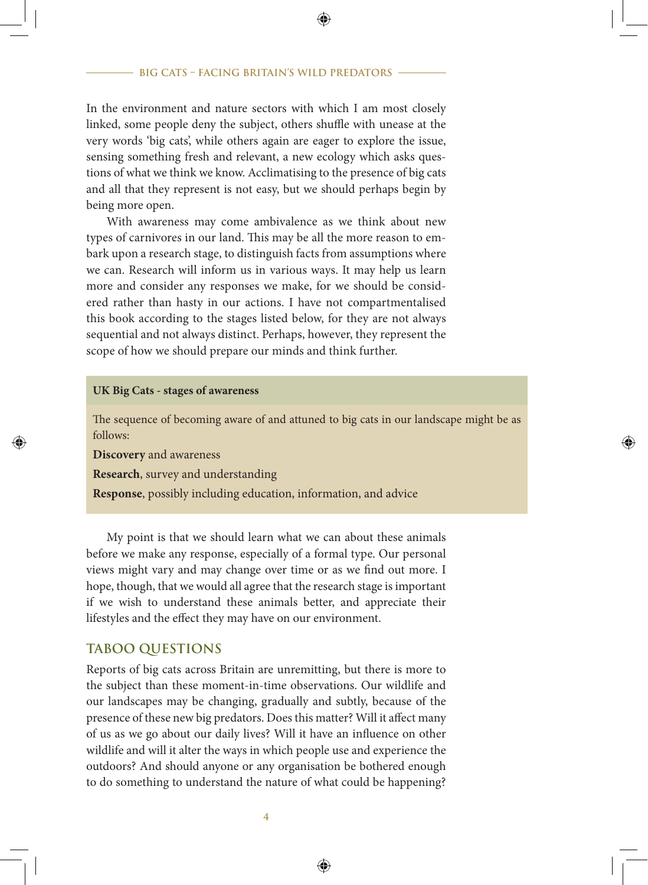In the environment and nature sectors with which I am most closely linked, some people deny the subject, others shuffle with unease at the very words 'big cats', while others again are eager to explore the issue, sensing something fresh and relevant, a new ecology which asks questions of what we think we know. Acclimatising to the presence of big cats and all that they represent is not easy, but we should perhaps begin by being more open.

With awareness may come ambivalence as we think about new types of carnivores in our land. This may be all the more reason to embark upon a research stage, to distinguish facts from assumptions where we can. Research will inform us in various ways. It may help us learn more and consider any responses we make, for we should be considered rather than hasty in our actions. I have not compartmentalised this book according to the stages listed below, for they are not always sequential and not always distinct. Perhaps, however, they represent the scope of how we should prepare our minds and think further.

**UK Big Cats - stages of awareness**

The sequence of becoming aware of and attuned to big cats in our landscape might be as follows:

**Discovery** and awareness

**Research**, survey and understanding

**Response**, possibly including education, information, and advice

My point is that we should learn what we can about these animals before we make any response, especially of a formal type. Our personal views might vary and may change over time or as we find out more. I hope, though, that we would all agree that the research stage is important if we wish to understand these animals better, and appreciate their lifestyles and the effect they may have on our environment.

## TABOO QUESTIONS

Reports of big cats across Britain are unremitting, but there is more to the subject than these moment-in-time observations. Our wildlife and our landscapes may be changing, gradually and subtly, because of the presence of these new big predators. Does this matter? Will it affect many of us as we go about our daily lives? Will it have an influence on other wildlife and will it alter the ways in which people use and experience the outdoors? And should anyone or any organisation be bothered enough to do something to understand the nature of what could be happening?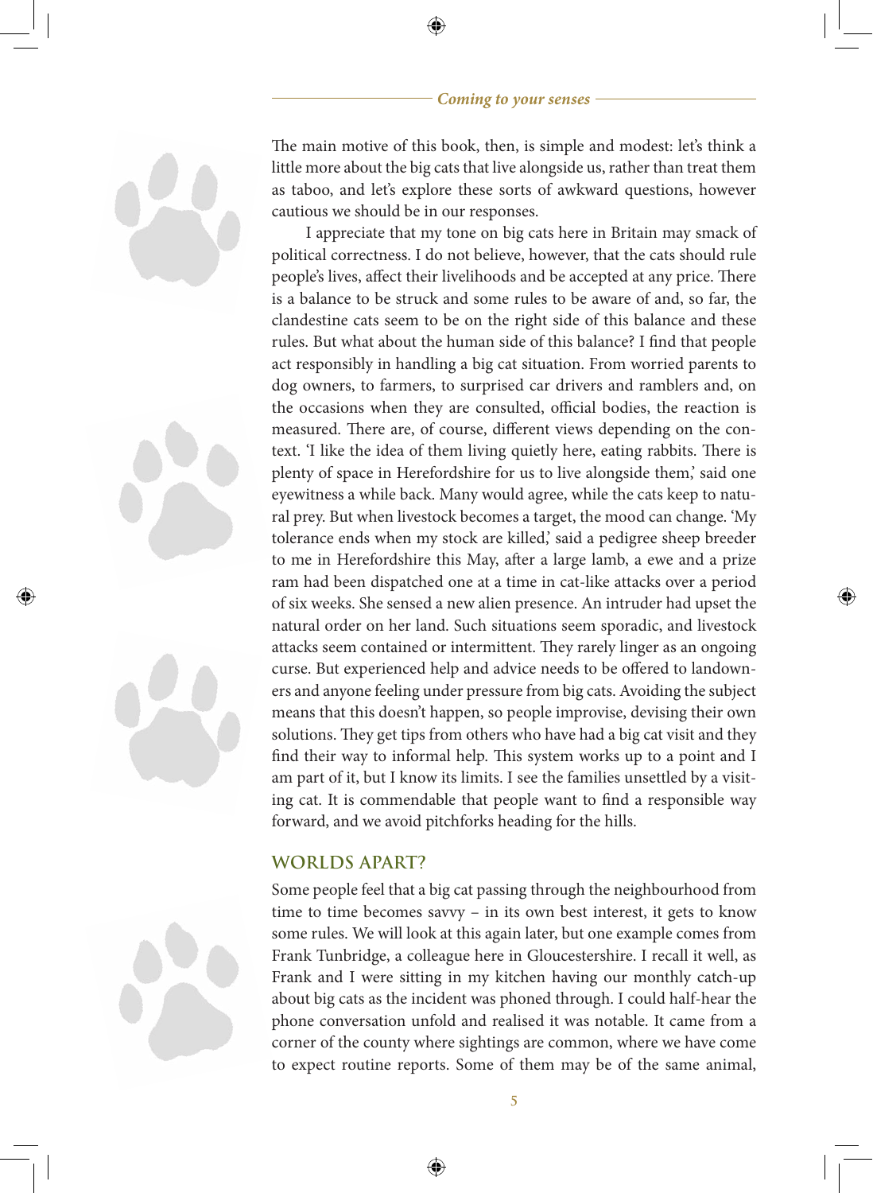The main motive of this book, then, is simple and modest: let's think a little more about the big cats that live alongside us, rather than treat them as taboo, and let's explore these sorts of awkward questions, however cautious we should be in our responses.

I appreciate that my tone on big cats here in Britain may smack of political correctness. I do not believe, however, that the cats should rule people's lives, affect their livelihoods and be accepted at any price. There is a balance to be struck and some rules to be aware of and, so far, the clandestine cats seem to be on the right side of this balance and these rules. But what about the human side of this balance? I find that people act responsibly in handling a big cat situation. From worried parents to dog owners, to farmers, to surprised car drivers and ramblers and, on the occasions when they are consulted, official bodies, the reaction is measured. There are, of course, different views depending on the context. 'I like the idea of them living quietly here, eating rabbits. There is plenty of space in Herefordshire for us to live alongside them,' said one eyewitness a while back. Many would agree, while the cats keep to natural prey. But when livestock becomes a target, the mood can change. 'My tolerance ends when my stock are killed,' said a pedigree sheep breeder to me in Herefordshire this May, after a large lamb, a ewe and a prize ram had been dispatched one at a time in cat-like attacks over a period of six weeks. She sensed a new alien presence. An intruder had upset the natural order on her land. Such situations seem sporadic, and livestock attacks seem contained or intermittent. They rarely linger as an ongoing curse. But experienced help and advice needs to be offered to landowners and anyone feeling under pressure from big cats. Avoiding the subject means that this doesn't happen, so people improvise, devising their own solutions. They get tips from others who have had a big cat visit and they find their way to informal help. This system works up to a point and I am part of it, but I know its limits. I see the families unsettled by a visiting cat. It is commendable that people want to find a responsible way forward, and we avoid pitchforks heading for the hills.

## WORLDS APART?

Some people feel that a big cat passing through the neighbourhood from time to time becomes savvy – in its own best interest, it gets to know some rules. We will look at this again later, but one example comes from Frank Tunbridge, a colleague here in Gloucestershire. I recall it well, as Frank and I were sitting in my kitchen having our monthly catch-up about big cats as the incident was phoned through. I could half-hear the phone conversation unfold and realised it was notable. It came from a corner of the county where sightings are common, where we have come to expect routine reports. Some of them may be of the same animal,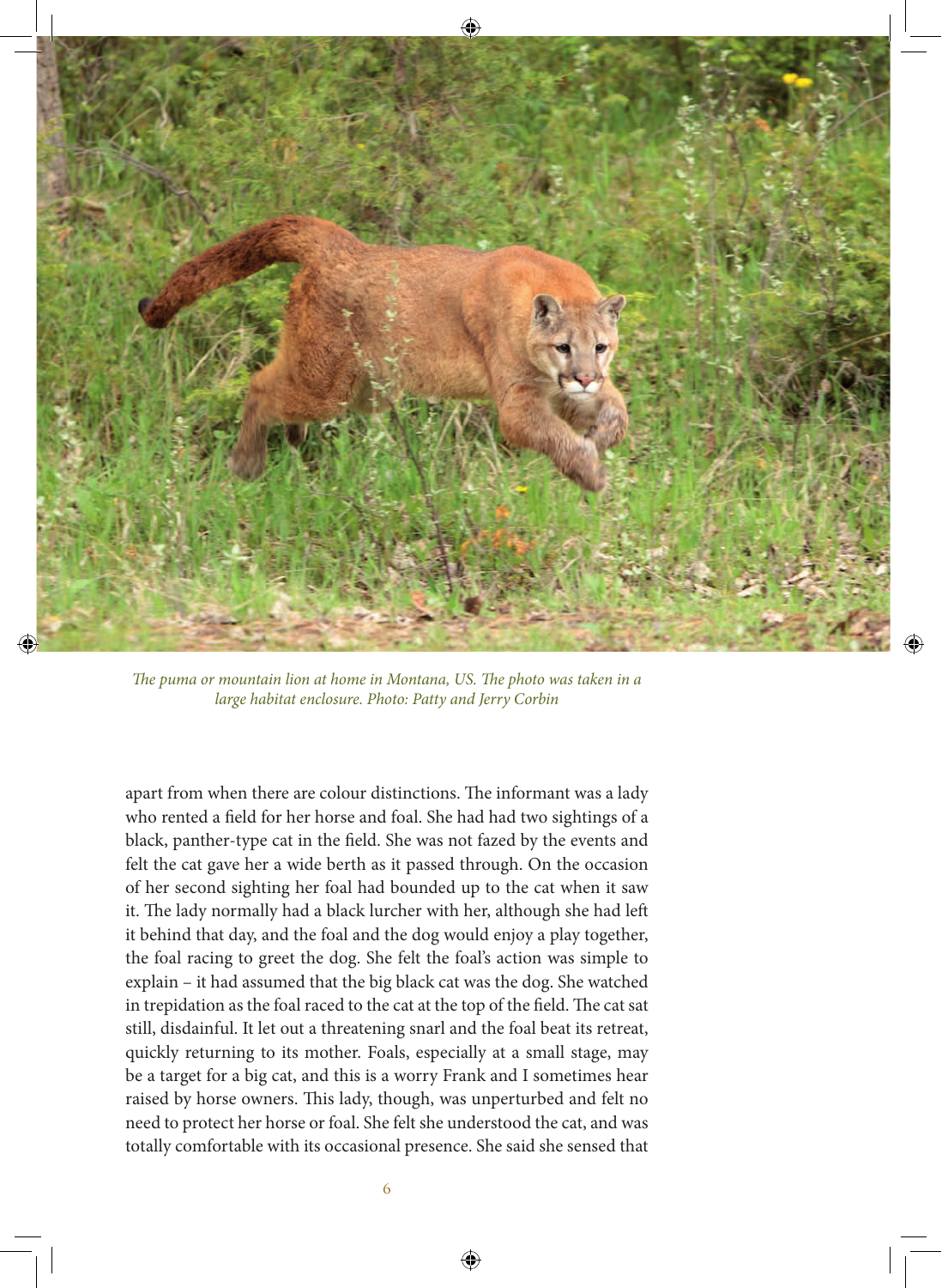*The puma or mountain lion at home in Montana, US. The photo was taken in a large habitat enclosure. Photo: Patty and Jerry Corbin*

apart from when there are colour distinctions. The informant was a lady who rented a field for her horse and foal. She had had two sightings of a black, panther-type cat in the field. She was not fazed by the events and felt the cat gave her a wide berth as it passed through. On the occasion of her second sighting her foal had bounded up to the cat when it saw it. The lady normally had a black lurcher with her, although she had left it behind that day, and the foal and the dog would enjoy a play together, the foal racing to greet the dog. She felt the foal's action was simple to explain – it had assumed that the big black cat was the dog. She watched in trepidation as the foal raced to the cat at the top of the field. The cat sat still, disdainful. It let out a threatening snarl and the foal beat its retreat, quickly returning to its mother. Foals, especially at a small stage, may be a target for a big cat, and this is a worry Frank and I sometimes hear raised by horse owners. This lady, though, was unperturbed and felt no need to protect her horse or foal. She felt she understood the cat, and was totally comfortable with its occasional presence. She said she sensed that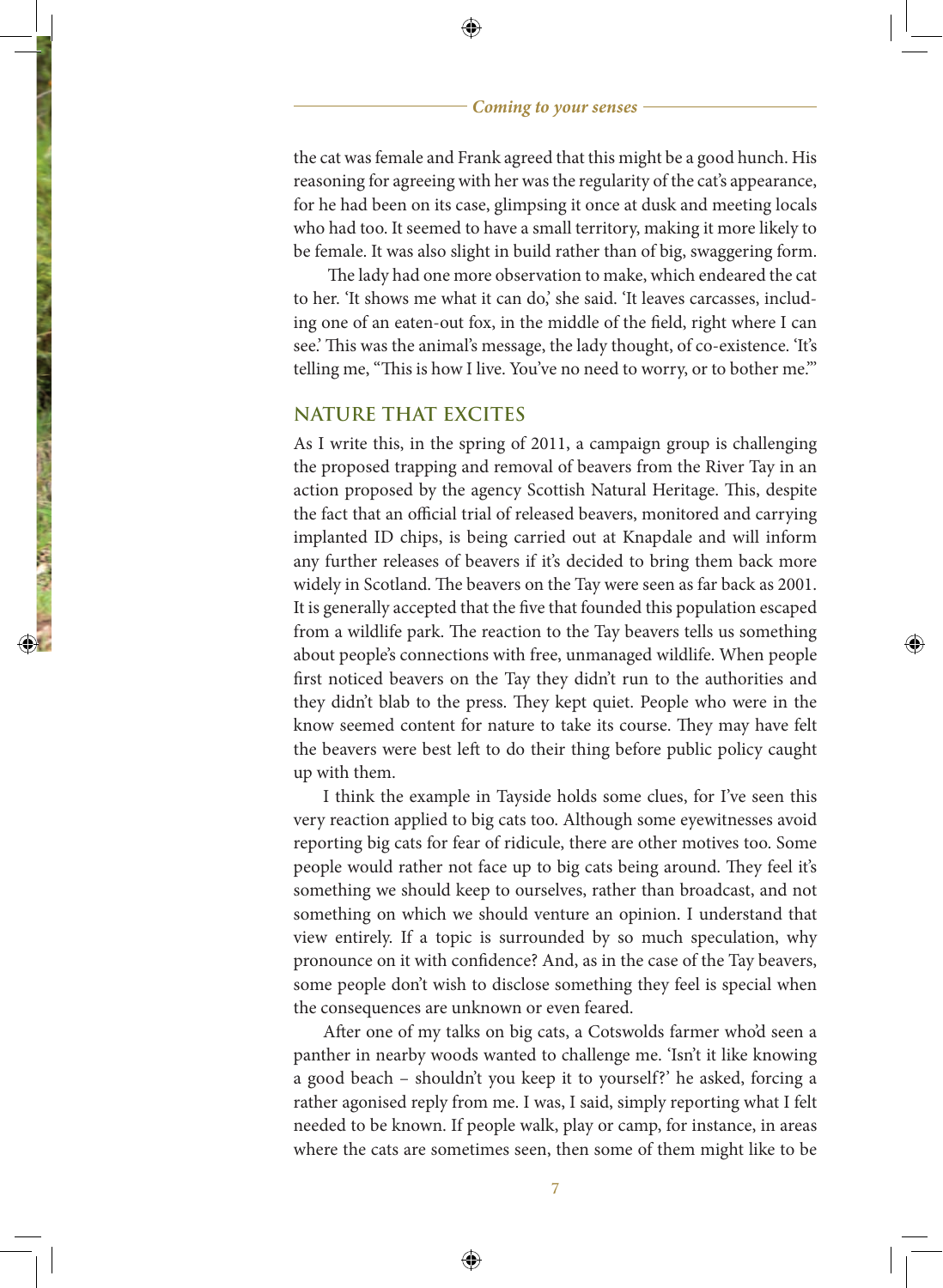the cat was female and Frank agreed that this might be a good hunch. His reasoning for agreeing with her was the regularity of the cat's appearance, for he had been on its case, glimpsing it once at dusk and meeting locals who had too. It seemed to have a small territory, making it more likely to be female. It was also slight in build rather than of big, swaggering form.

The lady had one more observation to make, which endeared the cat to her. 'It shows me what it can do,' she said. 'It leaves carcasses, including one of an eaten-out fox, in the middle of the field, right where I can see.' This was the animal's message, the lady thought, of co-existence. 'It's telling me, "This is how I live. You've no need to worry, or to bother me."'

## NATURE THAT EXCITES

As I write this, in the spring of 2011, a campaign group is challenging the proposed trapping and removal of beavers from the River Tay in an action proposed by the agency Scottish Natural Heritage. This, despite the fact that an official trial of released beavers, monitored and carrying implanted ID chips, is being carried out at Knapdale and will inform any further releases of beavers if it's decided to bring them back more widely in Scotland. The beavers on the Tay were seen as far back as 2001. It is generally accepted that the five that founded this population escaped from a wildlife park. The reaction to the Tay beavers tells us something about people's connections with free, unmanaged wildlife. When people first noticed beavers on the Tay they didn't run to the authorities and they didn't blab to the press. They kept quiet. People who were in the know seemed content for nature to take its course. They may have felt the beavers were best left to do their thing before public policy caught up with them.

I think the example in Tayside holds some clues, for I've seen this very reaction applied to big cats too. Although some eyewitnesses avoid reporting big cats for fear of ridicule, there are other motives too. Some people would rather not face up to big cats being around. They feel it's something we should keep to ourselves, rather than broadcast, and not something on which we should venture an opinion. I understand that view entirely. If a topic is surrounded by so much speculation, why pronounce on it with confidence? And, as in the case of the Tay beavers, some people don't wish to disclose something they feel is special when the consequences are unknown or even feared.

After one of my talks on big cats, a Cotswolds farmer who'd seen a panther in nearby woods wanted to challenge me. 'Isn't it like knowing a good beach – shouldn't you keep it to yourself?' he asked, forcing a rather agonised reply from me. I was, I said, simply reporting what I felt needed to be known. If people walk, play or camp, for instance, in areas where the cats are sometimes seen, then some of them might like to be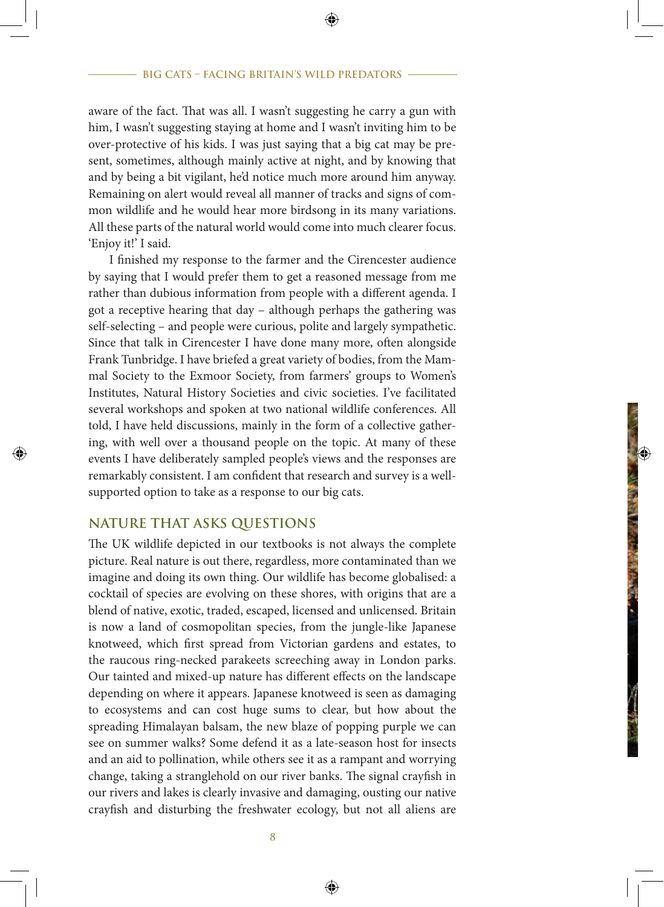aware of the fact. That was all. I wasn't suggesting he carry a gun with him, I wasn't suggesting staying at home and I wasn't inviting him to be over-protective of his kids. I was just saying that a big cat may be present, sometimes, although mainly active at night, and by knowing that and by being a bit vigilant, he'd notice much more around him anyway. Remaining on alert would reveal all manner of tracks and signs of common wildlife and he would hear more birdsong in its many variations. All these parts of the natural world would come into much clearer focus. 'Enjoy it!' I said.

I finished my response to the farmer and the Cirencester audience by saying that I would prefer them to get a reasoned message from me rather than dubious information from people with a different agenda. I got a receptive hearing that day – although perhaps the gathering was self-selecting – and people were curious, polite and largely sympathetic. Since that talk in Cirencester I have done many more, often alongside Frank Tunbridge. I have briefed a great variety of bodies, from the Mammal Society to the Exmoor Society, from farmers' groups to Women's Institutes, Natural History Societies and civic societies. I've facilitated several workshops and spoken at two national wildlife conferences. All told, I have held discussions, mainly in the form of a collective gathering, with well over a thousand people on the topic. At many of these events I have deliberately sampled people's views and the responses are remarkably consistent. I am confident that research and survey is a well-supported option to take as a response to our big cats.

## NATURE THAT ASKS QUESTIONS

The UK wildlife depicted in our textbooks is not always the complete picture. Real nature is out there, regardless, more contaminated than we imagine and doing its own thing. Our wildlife has become globalised: a cocktail of species are evolving on these shores, with origins that are a blend of native, exotic, traded, escaped, licensed and unlicensed. Britain is now a land of cosmopolitan species, from the jungle-like Japanese knotweed, which first spread from Victorian gardens and estates, to the raucous ring-necked parakeets screeching away in London parks. Our tainted and mixed-up nature has different effects on the landscape depending on where it appears. Japanese knotweed is seen as damaging to ecosystems and can cost huge sums to clear, but how about the spreading Himalayan balsam, the new blaze of popping purple we can see on summer walks? Some defend it as a late-season host for insects and an aid to pollination, while others see it as a rampant and worrying change, taking a stranglehold on our river banks. The signal crayfish in our rivers and lakes is clearly invasive and damaging, ousting our native crayfish and disturbing the freshwater ecology, but not all aliens are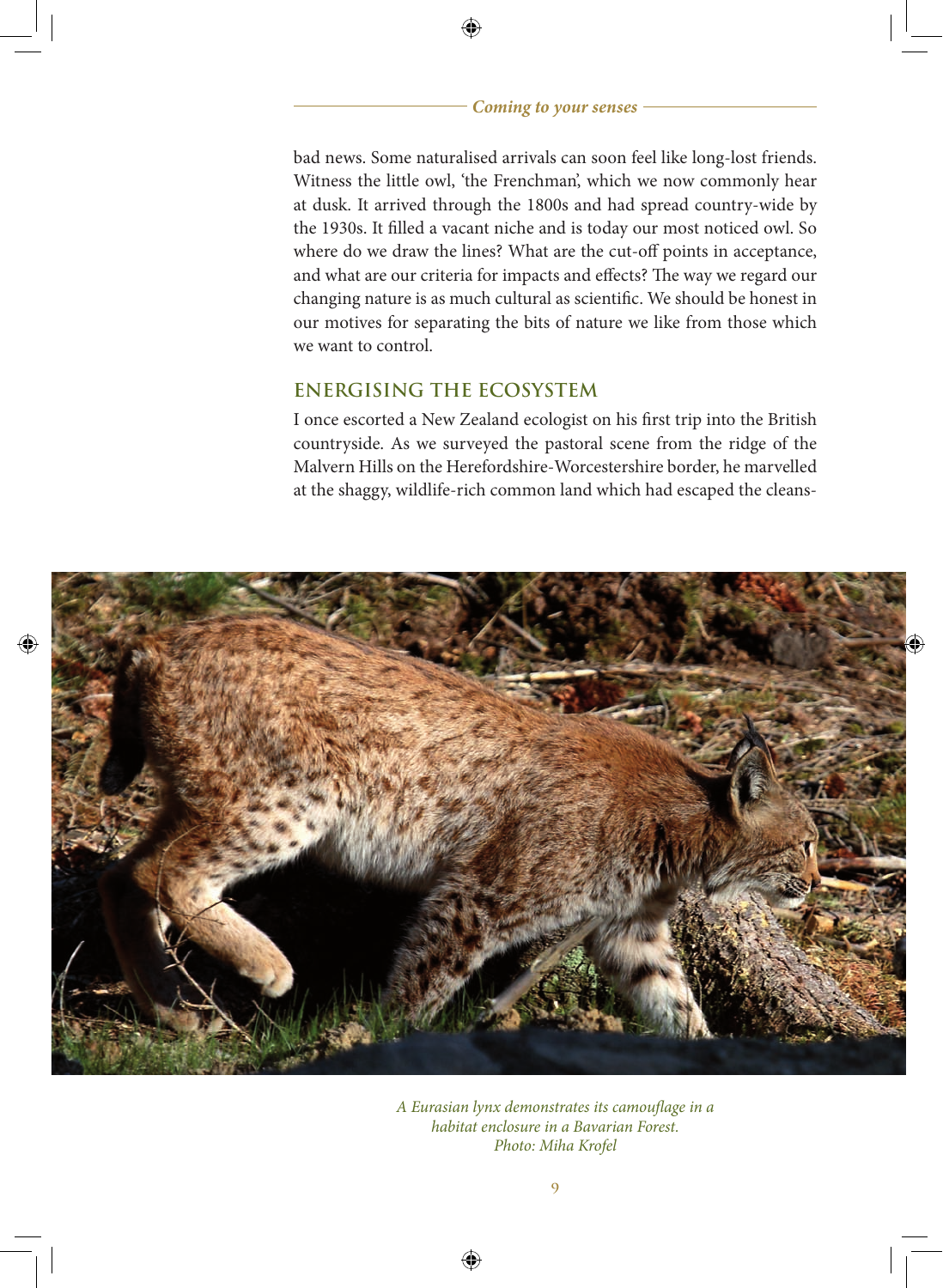bad news. Some naturalised arrivals can soon feel like long-lost friends. Witness the little owl, 'the Frenchman', which we now commonly hear at dusk. It arrived through the 1800s and had spread country-wide by the 1930s. It filled a vacant niche and is today our most noticed owl. So where do we draw the lines? What are the cut-off points in acceptance, and what are our criteria for impacts and effects? The way we regard our changing nature is as much cultural as scientific. We should be honest in our motives for separating the bits of nature we like from those which we want to control.

## ENERGISING THE ECOSYSTEM

I once escorted a New Zealand ecologist on his first trip into the British countryside. As we surveyed the pastoral scene from the ridge of the Malvern Hills on the Herefordshire-Worcestershire border, he marvelled at the shaggy, wildlife-rich common land which had escaped the cleans-

*A Eurasian lynx demonstrates its camouflage in a habitat enclosure in a Bavarian Forest. Photo: Miha Krofel*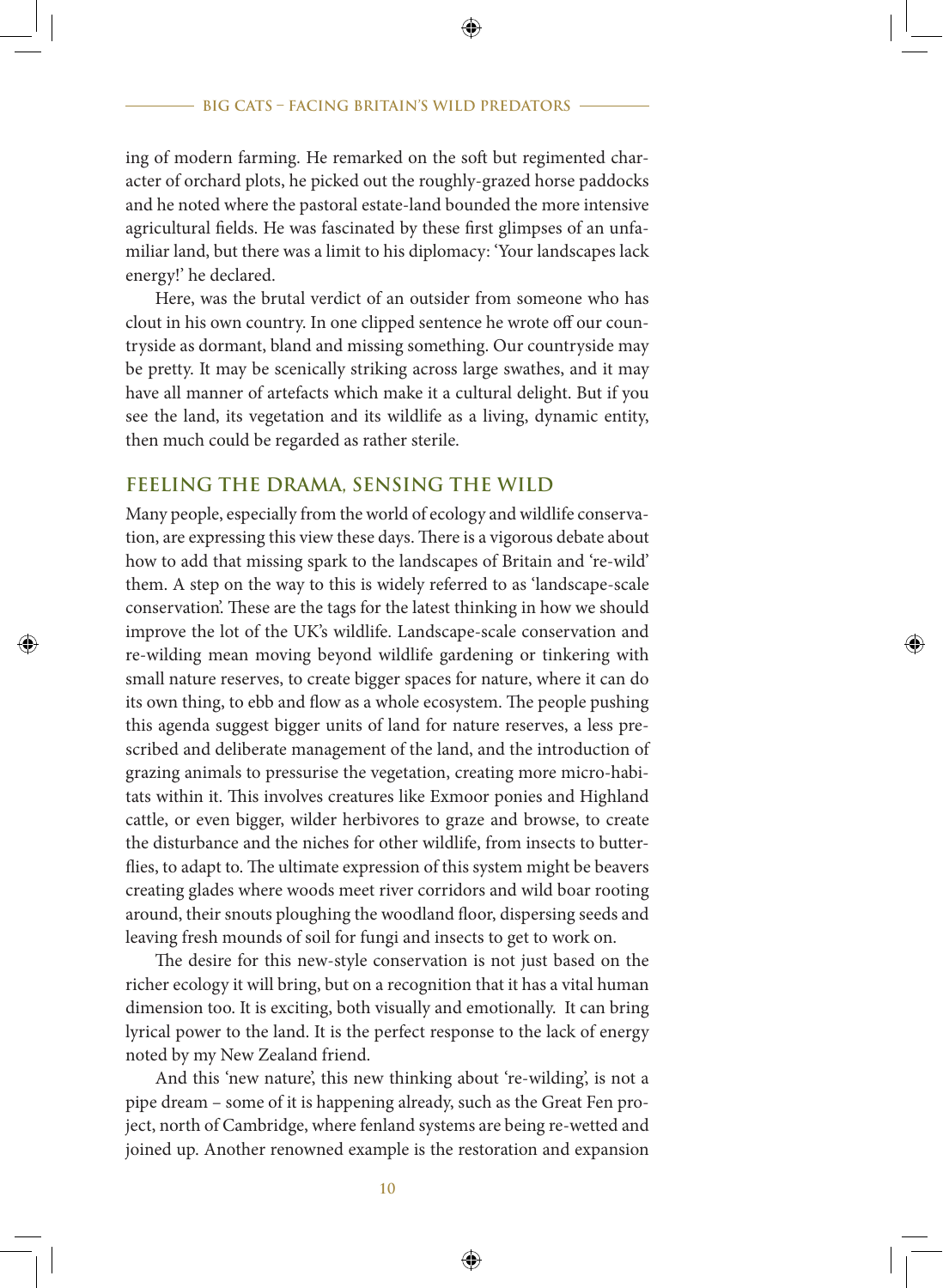ing of modern farming. He remarked on the soft but regimented character of orchard plots, he picked out the roughly-grazed horse paddocks and he noted where the pastoral estate-land bounded the more intensive agricultural fields. He was fascinated by these first glimpses of an unfamiliar land, but there was a limit to his diplomacy: 'Your landscapes lack energy!' he declared.

Here, was the brutal verdict of an outsider from someone who has clout in his own country. In one clipped sentence he wrote off our countryside as dormant, bland and missing something. Our countryside may be pretty. It may be scenically striking across large swathes, and it may have all manner of artefacts which make it a cultural delight. But if you see the land, its vegetation and its wildlife as a living, dynamic entity, then much could be regarded as rather sterile.

## FEELING THE DRAMA, SENSING THE WILD

Many people, especially from the world of ecology and wildlife conservation, are expressing this view these days. There is a vigorous debate about how to add that missing spark to the landscapes of Britain and 're-wild' them. A step on the way to this is widely referred to as 'landscape-scale conservation'. These are the tags for the latest thinking in how we should improve the lot of the UK's wildlife. Landscape-scale conservation and re-wilding mean moving beyond wildlife gardening or tinkering with small nature reserves, to create bigger spaces for nature, where it can do its own thing, to ebb and flow as a whole ecosystem. The people pushing this agenda suggest bigger units of land for nature reserves, a less prescribed and deliberate management of the land, and the introduction of grazing animals to pressurise the vegetation, creating more micro-habitats within it. This involves creatures like Exmoor ponies and Highland cattle, or even bigger, wilder herbivores to graze and browse, to create the disturbance and the niches for other wildlife, from insects to butterflies, to adapt to. The ultimate expression of this system might be beavers creating glades where woods meet river corridors and wild boar rooting around, their snouts ploughing the woodland floor, dispersing seeds and leaving fresh mounds of soil for fungi and insects to get to work on.

The desire for this new-style conservation is not just based on the richer ecology it will bring, but on a recognition that it has a vital human dimension too. It is exciting, both visually and emotionally. It can bring lyrical power to the land. It is the perfect response to the lack of energy noted by my New Zealand friend.

And this 'new nature', this new thinking about 're-wilding', is not a pipe dream – some of it is happening already, such as the Great Fen project, north of Cambridge, where fenland systems are being re-wetted and joined up. Another renowned example is the restoration and expansion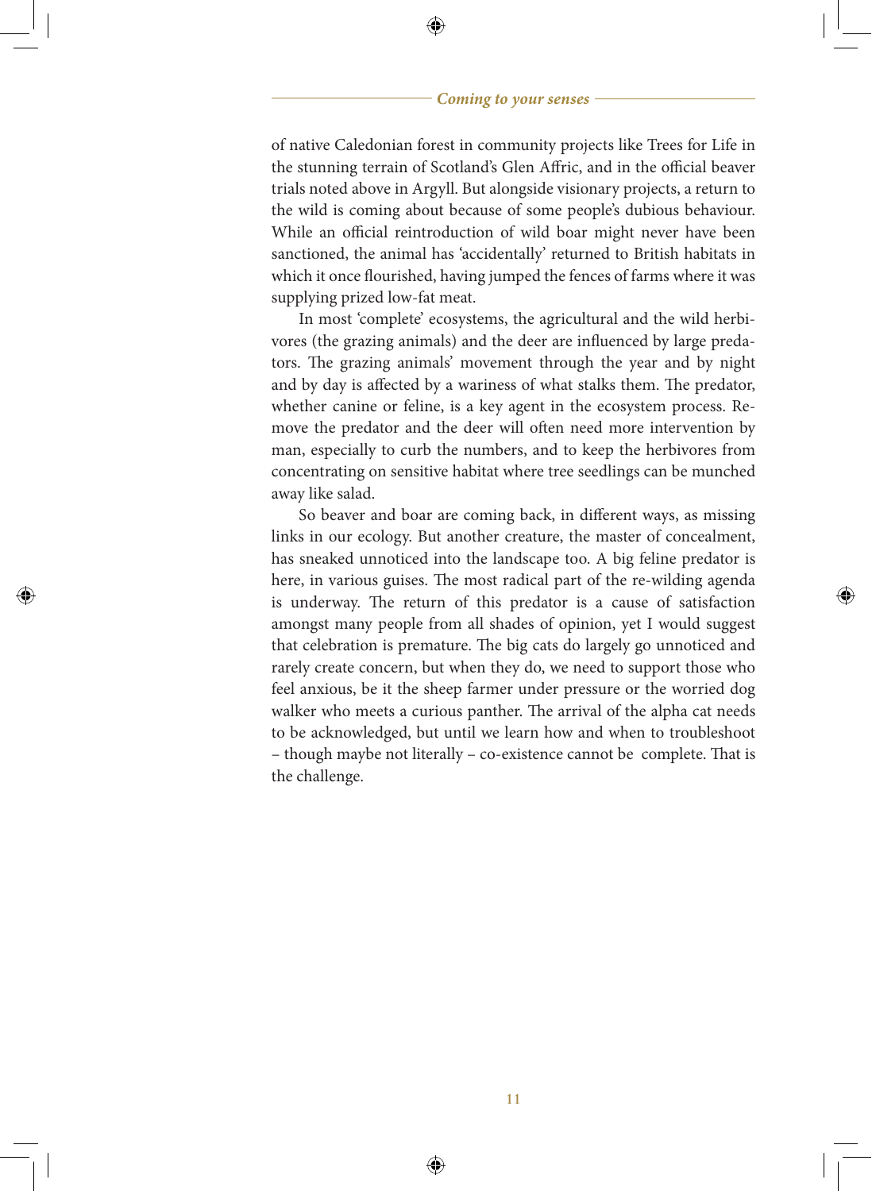of native Caledonian forest in community projects like Trees for Life in the stunning terrain of Scotland's Glen Affric, and in the official beaver trials noted above in Argyll. But alongside visionary projects, a return to the wild is coming about because of some people's dubious behaviour. While an official reintroduction of wild boar might never have been sanctioned, the animal has 'accidentally' returned to British habitats in which it once flourished, having jumped the fences of farms where it was supplying prized low-fat meat.

In most 'complete' ecosystems, the agricultural and the wild herbivores (the grazing animals) and the deer are influenced by large predators. The grazing animals' movement through the year and by night and by day is affected by a wariness of what stalks them. The predator, whether canine or feline, is a key agent in the ecosystem process. Remove the predator and the deer will often need more intervention by man, especially to curb the numbers, and to keep the herbivores from concentrating on sensitive habitat where tree seedlings can be munched away like salad.

So beaver and boar are coming back, in different ways, as missing links in our ecology. But another creature, the master of concealment, has sneaked unnoticed into the landscape too. A big feline predator is here, in various guises. The most radical part of the re-wilding agenda is underway. The return of this predator is a cause of satisfaction amongst many people from all shades of opinion, yet I would suggest that celebration is premature. The big cats do largely go unnoticed and rarely create concern, but when they do, we need to support those who feel anxious, be it the sheep farmer under pressure or the worried dog walker who meets a curious panther. The arrival of the alpha cat needs to be acknowledged, but until we learn how and when to troubleshoot – though maybe not literally – co-existence cannot be complete. That is the challenge.